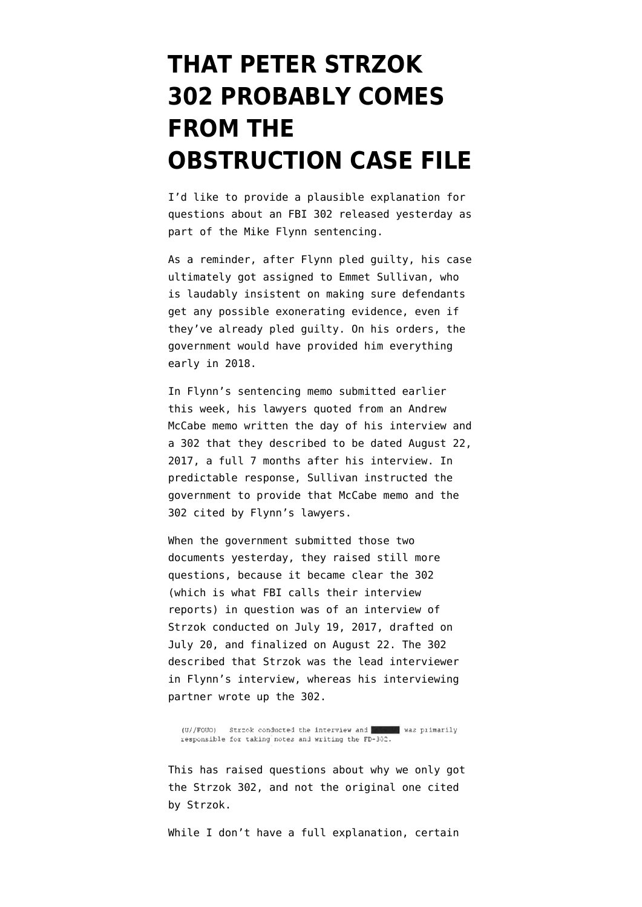# THAT PETER STRZOK 302 PROBABLY COMES FROM THE OBSTRUCTION CASE FILE

I'd like to provide a plausible explanation for questions about an FBI 302 released yesterday as part of the Mike Flynn sentencing.

As a reminder, after Flynn pled guilty, his case ultimately got assigned to Emmet Sullivan, who is laudably insistent on making sure defendants get any possible exonerating evidence, even if they've already pled guilty. On his orders, the government would have provided him everything early in 2018.

In Flynn's sentencing memo submitted earlier this week, his lawyers quoted from an Andrew McCabe memo written the day of his interview and a 302 that they described to be dated August 22, 2017, a full 7 months after his interview. In predictable response, Sullivan instructed the government to provide that McCabe memo and the 302 cited by Flynn's lawyers.

When the government submitted those two documents yesterday, they raised still more questions, because it became clear the 302 (which is what FBI calls their interview reports) in question was of an interview of Strzok conducted on July 19, 2017, drafted on July 20, and finalized on August 22. The 302 described that Strzok was the lead interviewer in Flynn's interview, whereas his interviewing partner wrote up the 302.

(U//FOUO) Strzok conducted the interview and ██████ was primarily responsible for taking notes and writing the FD-302.

This has raised questions about why we only got the Strzok 302, and not the original one cited by Strzok.

While I don't have a full explanation, certain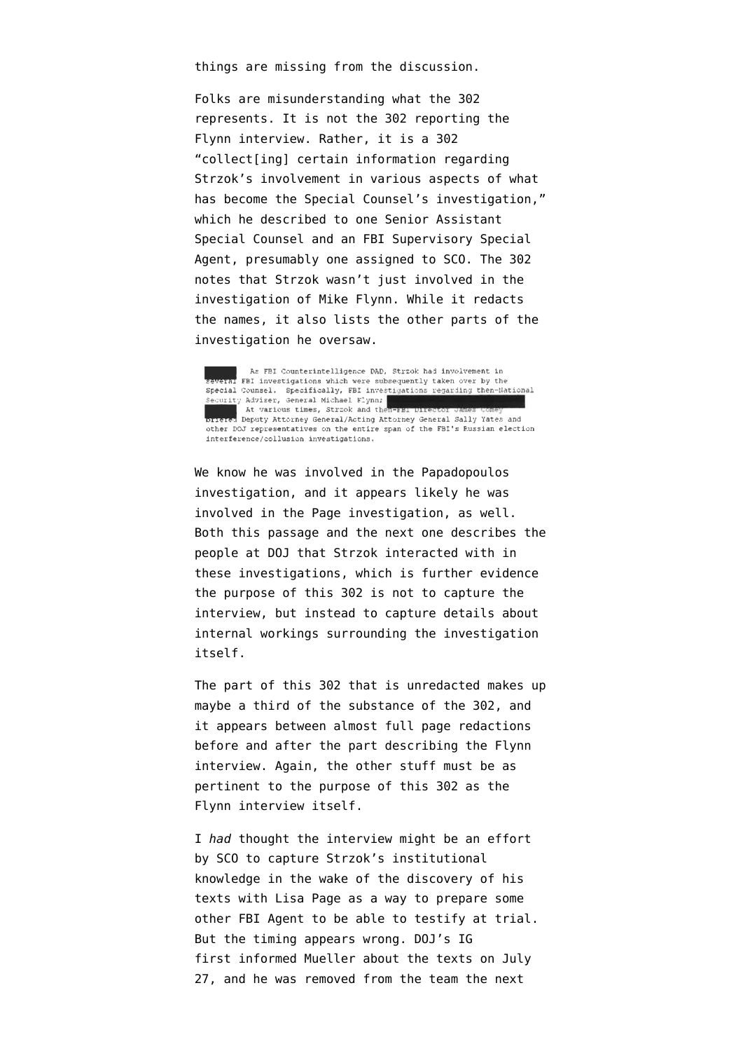things are missing from the discussion.

Folks are misunderstanding what the 302 represents. It is not the 302 reporting the Flynn interview. Rather, it is a 302 "collect[ing] certain information regarding Strzok's involvement in various aspects of what has become the Special Counsel's investigation," which he described to one Senior Assistant Special Counsel and an FBI Supervisory Special Agent, presumably one assigned to SCO. The 302 notes that Strzok wasn't just involved in the investigation of Mike Flynn. While it redacts the names, it also lists the other parts of the investigation he oversaw.

> As FBI Counterintelligence DAD, Strzok had involvement in several FBI investigations which were subsequently taken over by the Special Counsel. Specifically, FBI investigations regarding then-National Security Adviser, General Michael Flynn; At various times, Strzok and then-FBI Director James Comey briefed Deputy Attorney General/Acting Attorney General Sally Yates and other DOJ representatives on the entire span of the FBI's Russian election interference/collusion investigations.

We know he was involved in the Papadopoulos investigation, and it appears likely he was involved in the Page investigation, as well. Both this passage and the next one describes the people at DOJ that Strzok interacted with in these investigations, which is further evidence the purpose of this 302 is not to capture the interview, but instead to capture details about internal workings surrounding the investigation itself.

The part of this 302 that is unredacted makes up maybe a third of the substance of the 302, and it appears between almost full page redactions before and after the part describing the Flynn interview. Again, the other stuff must be as pertinent to the purpose of this 302 as the Flynn interview itself.

I *had* thought the interview might be an effort by SCO to capture Strzok's institutional knowledge in the wake of the discovery of his texts with Lisa Page as a way to prepare some other FBI Agent to be able to testify at trial. But the timing appears wrong. DOJ's IG first informed Mueller about the texts on July 27, and he was removed from the team the next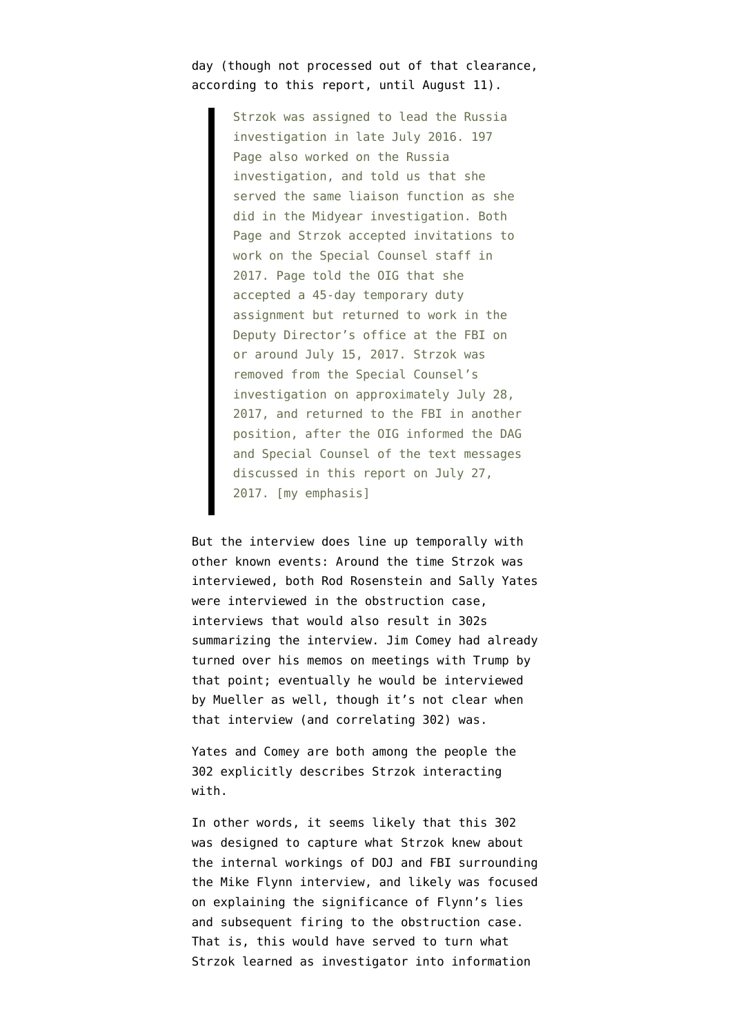day (though not processed out of that clearance, according to this report, until August 11).

> Strzok was assigned to lead the Russia investigation in late July 2016. 197 Page also worked on the Russia investigation, and told us that she served the same liaison function as she did in the Midyear investigation. Both Page and Strzok accepted invitations to work on the Special Counsel staff in 2017. Page told the OIG that she accepted a 45-day temporary duty assignment but returned to work in the Deputy Director's office at the FBI on or around July 15, 2017. Strzok was removed from the Special Counsel's investigation on approximately July 28, 2017, and returned to the FBI in another position, after the OIG informed the DAG and Special Counsel of the text messages discussed in this report on July 27, 2017. [my emphasis]

But the interview does line up temporally with other known events: Around the time Strzok was interviewed, both Rod Rosenstein and Sally Yates were interviewed in the obstruction case, interviews that would also result in 302s summarizing the interview. Jim Comey had already turned over his memos on meetings with Trump by that point; eventually he would be interviewed by Mueller as well, though it's not clear when that interview (and correlating 302) was.

Yates and Comey are both among the people the 302 explicitly describes Strzok interacting with.

In other words, it seems likely that this 302 was designed to capture what Strzok knew about the internal workings of DOJ and FBI surrounding the Mike Flynn interview, and likely was focused on explaining the significance of Flynn's lies and subsequent firing to the obstruction case. That is, this would have served to turn what Strzok learned as investigator into information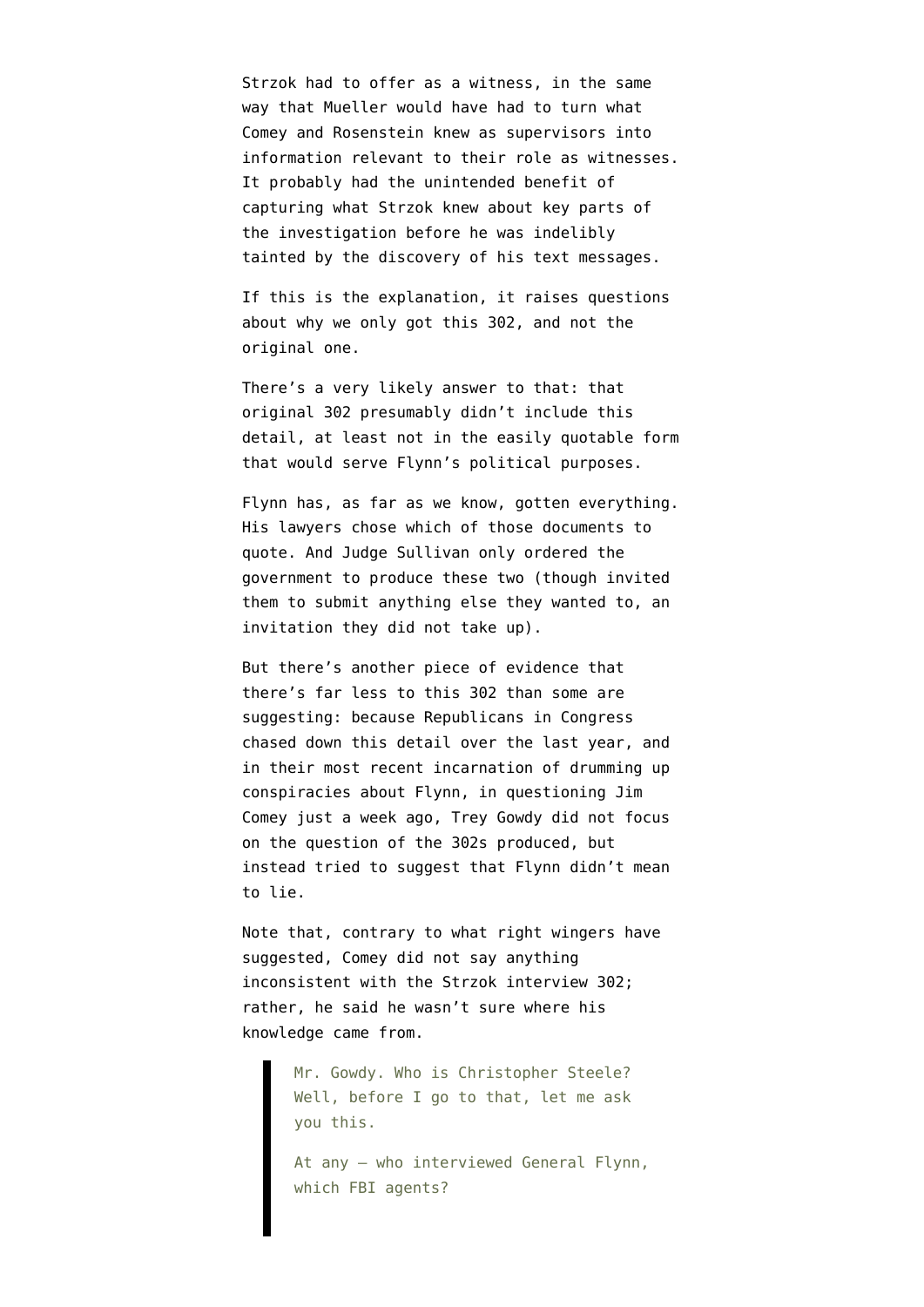Strzok had to offer as a witness, in the same way that Mueller would have had to turn what Comey and Rosenstein knew as supervisors into information relevant to their role as witnesses. It probably had the unintended benefit of capturing what Strzok knew about key parts of the investigation before he was indelibly tainted by the discovery of his text messages.

If this is the explanation, it raises questions about why we only got this 302, and not the original one.

There's a very likely answer to that: that original 302 presumably didn't include this detail, at least not in the easily quotable form that would serve Flynn's political purposes.

Flynn has, as far as we know, gotten everything. His lawyers chose which of those documents to quote. And Judge Sullivan only ordered the government to produce these two (though invited them to submit anything else they wanted to, an invitation they did not take up).

But there's another piece of evidence that there's far less to this 302 than some are suggesting: because Republicans in Congress chased down this detail over the last year, and in their most recent incarnation of drumming up conspiracies about Flynn, in questioning Jim Comey just a week ago, Trey Gowdy did not focus on the question of the 302s produced, but instead tried to suggest that Flynn didn't mean to lie.

Note that, contrary to what right wingers have suggested, Comey did not say anything inconsistent with the Strzok interview 302; rather, he said he wasn't sure where his knowledge came from.

> Mr. Gowdy. Who is Christopher Steele? Well, before I go to that, let me ask you this.
>
> At any — who interviewed General Flynn, which FBI agents?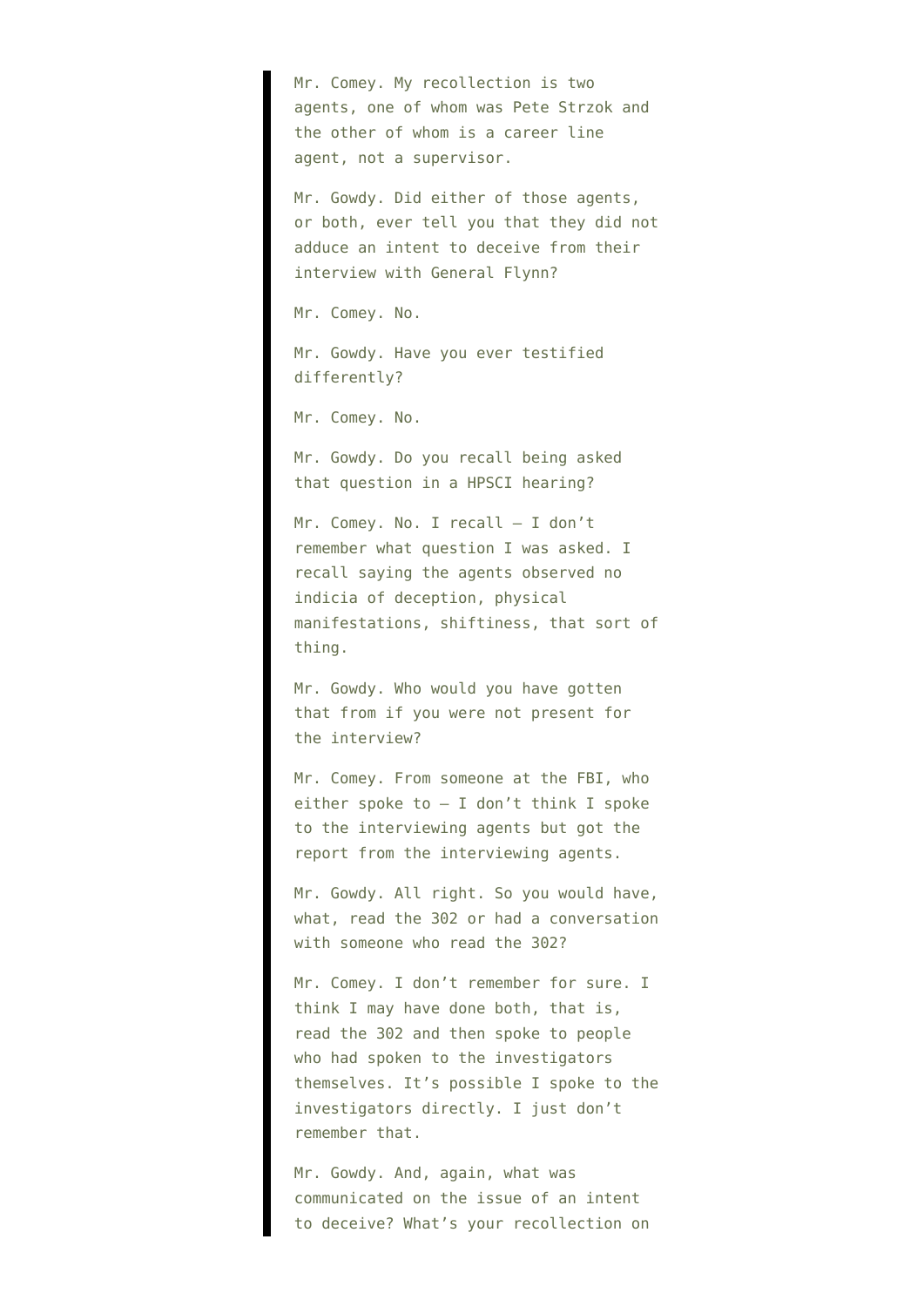> Mr. Comey. My recollection is two agents, one of whom was Pete Strzok and the other of whom is a career line agent, not a supervisor.
>
> Mr. Gowdy. Did either of those agents, or both, ever tell you that they did not adduce an intent to deceive from their interview with General Flynn?
>
> Mr. Comey. No.
>
> Mr. Gowdy. Have you ever testified differently?
>
> Mr. Comey. No.
>
> Mr. Gowdy. Do you recall being asked that question in a HPSCI hearing?
>
> Mr. Comey. No. I recall — I don't remember what question I was asked. I recall saying the agents observed no indicia of deception, physical manifestations, shiftiness, that sort of thing.
>
> Mr. Gowdy. Who would you have gotten that from if you were not present for the interview?
>
> Mr. Comey. From someone at the FBI, who either spoke to — I don't think I spoke to the interviewing agents but got the report from the interviewing agents.
>
> Mr. Gowdy. All right. So you would have, what, read the 302 or had a conversation with someone who read the 302?
>
> Mr. Comey. I don't remember for sure. I think I may have done both, that is, read the 302 and then spoke to people who had spoken to the investigators themselves. It's possible I spoke to the investigators directly. I just don't remember that.
>
> Mr. Gowdy. And, again, what was communicated on the issue of an intent to deceive? What's your recollection on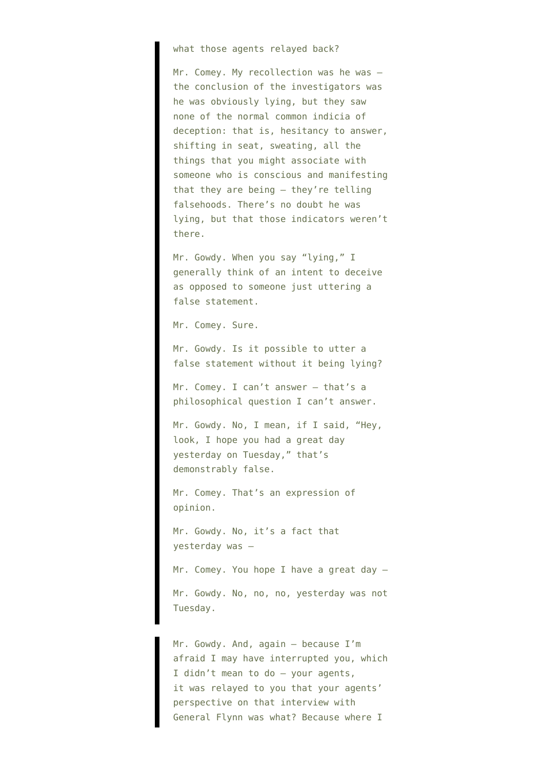> what those agents relayed back?
>
> Mr. Comey. My recollection was he was — the conclusion of the investigators was he was obviously lying, but they saw none of the normal common indicia of deception: that is, hesitancy to answer, shifting in seat, sweating, all the things that you might associate with someone who is conscious and manifesting that they are being — they're telling falsehoods. There's no doubt he was lying, but that those indicators weren't there.
>
> Mr. Gowdy. When you say "lying," I generally think of an intent to deceive as opposed to someone just uttering a false statement.
>
> Mr. Comey. Sure.
>
> Mr. Gowdy. Is it possible to utter a false statement without it being lying?
>
> Mr. Comey. I can't answer — that's a philosophical question I can't answer.
>
> Mr. Gowdy. No, I mean, if I said, "Hey, look, I hope you had a great day yesterday on Tuesday," that's demonstrably false.
>
> Mr. Comey. That's an expression of opinion.
>
> Mr. Gowdy. No, it's a fact that yesterday was —
>
> Mr. Comey. You hope I have a great day —
>
> Mr. Gowdy. No, no, no, yesterday was not Tuesday.

> Mr. Gowdy. And, again — because I'm afraid I may have interrupted you, which I didn't mean to do — your agents, it was relayed to you that your agents' perspective on that interview with General Flynn was what? Because where I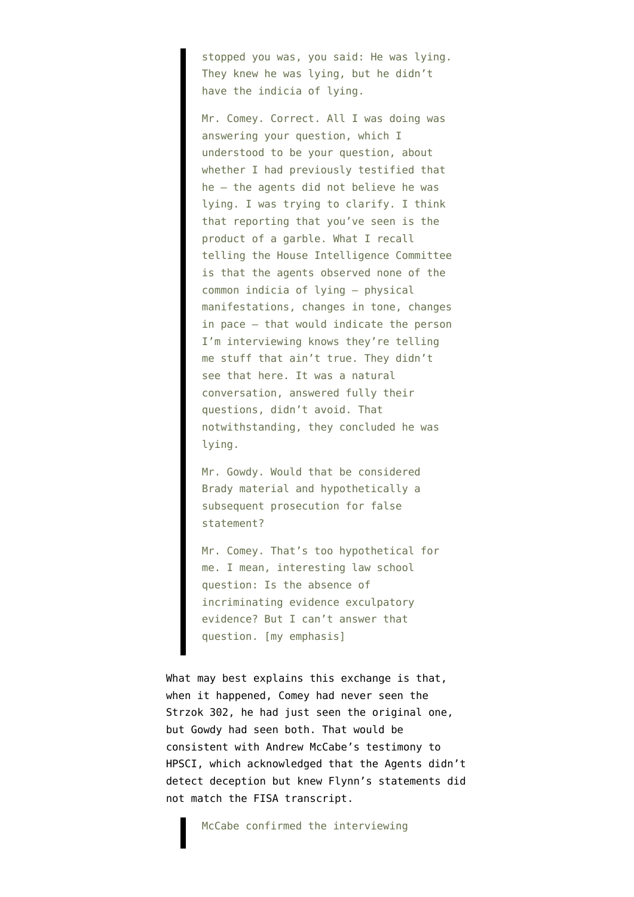> stopped you was, you said: He was lying. They knew he was lying, but he didn't have the indicia of lying.
>
> Mr. Comey. Correct. All I was doing was answering your question, which I understood to be your question, about whether I had previously testified that he — the agents did not believe he was lying. I was trying to clarify. I think that reporting that you've seen is the product of a garble. What I recall telling the House Intelligence Committee is that the agents observed none of the common indicia of lying — physical manifestations, changes in tone, changes in pace — that would indicate the person I'm interviewing knows they're telling me stuff that ain't true. They didn't see that here. It was a natural conversation, answered fully their questions, didn't avoid. That notwithstanding, they concluded he was lying.
>
> Mr. Gowdy. Would that be considered Brady material and hypothetically a subsequent prosecution for false statement?
>
> Mr. Comey. That's too hypothetical for me. I mean, interesting law school question: Is the absence of incriminating evidence exculpatory evidence? But I can't answer that question. [my emphasis]

What may best explains this exchange is that, when it happened, Comey had never seen the Strzok 302, he had just seen the original one, but Gowdy had seen both. That would be consistent with Andrew McCabe's testimony to HPSCI, which acknowledged that the Agents didn't detect deception but knew Flynn's statements did not match the FISA transcript.

> McCabe confirmed the interviewing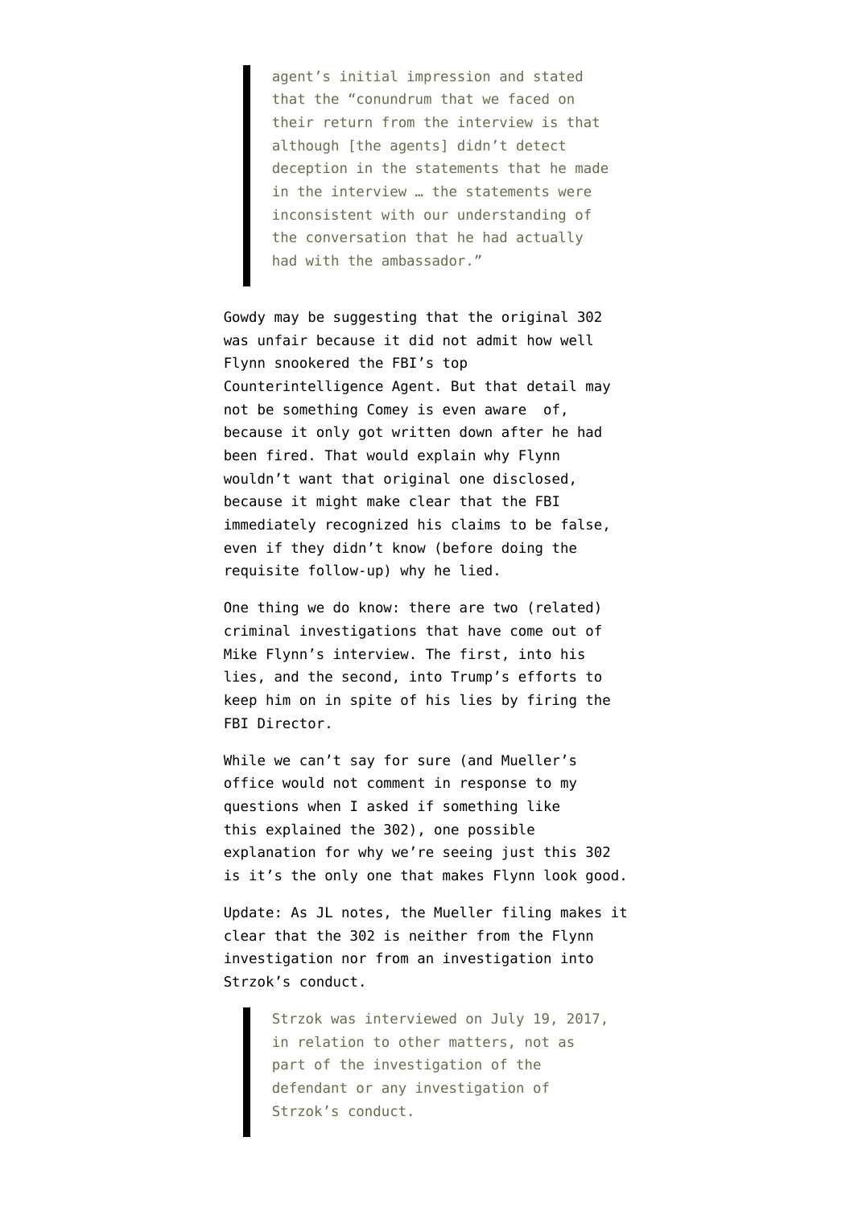> agent's initial impression and stated that the "conundrum that we faced on their return from the interview is that although [the agents] didn't detect deception in the statements that he made in the interview … the statements were inconsistent with our understanding of the conversation that he had actually had with the ambassador."

Gowdy may be suggesting that the original 302 was unfair because it did not admit how well Flynn snookered the FBI's top Counterintelligence Agent. But that detail may not be something Comey is even aware of, because it only got written down after he had been fired. That would explain why Flynn wouldn't want that original one disclosed, because it might make clear that the FBI immediately recognized his claims to be false, even if they didn't know (before doing the requisite follow-up) why he lied.

One thing we do know: there are two (related) criminal investigations that have come out of Mike Flynn's interview. The first, into his lies, and the second, into Trump's efforts to keep him on in spite of his lies by firing the FBI Director.

While we can't say for sure (and Mueller's office would not comment in response to my questions when I asked if something like this explained the 302), one possible explanation for why we're seeing just this 302 is it's the only one that makes Flynn look good.

Update: As JL notes, the Mueller filing makes it clear that the 302 is neither from the Flynn investigation nor from an investigation into Strzok's conduct.

> Strzok was interviewed on July 19, 2017, in relation to other matters, not as part of the investigation of the defendant or any investigation of Strzok's conduct.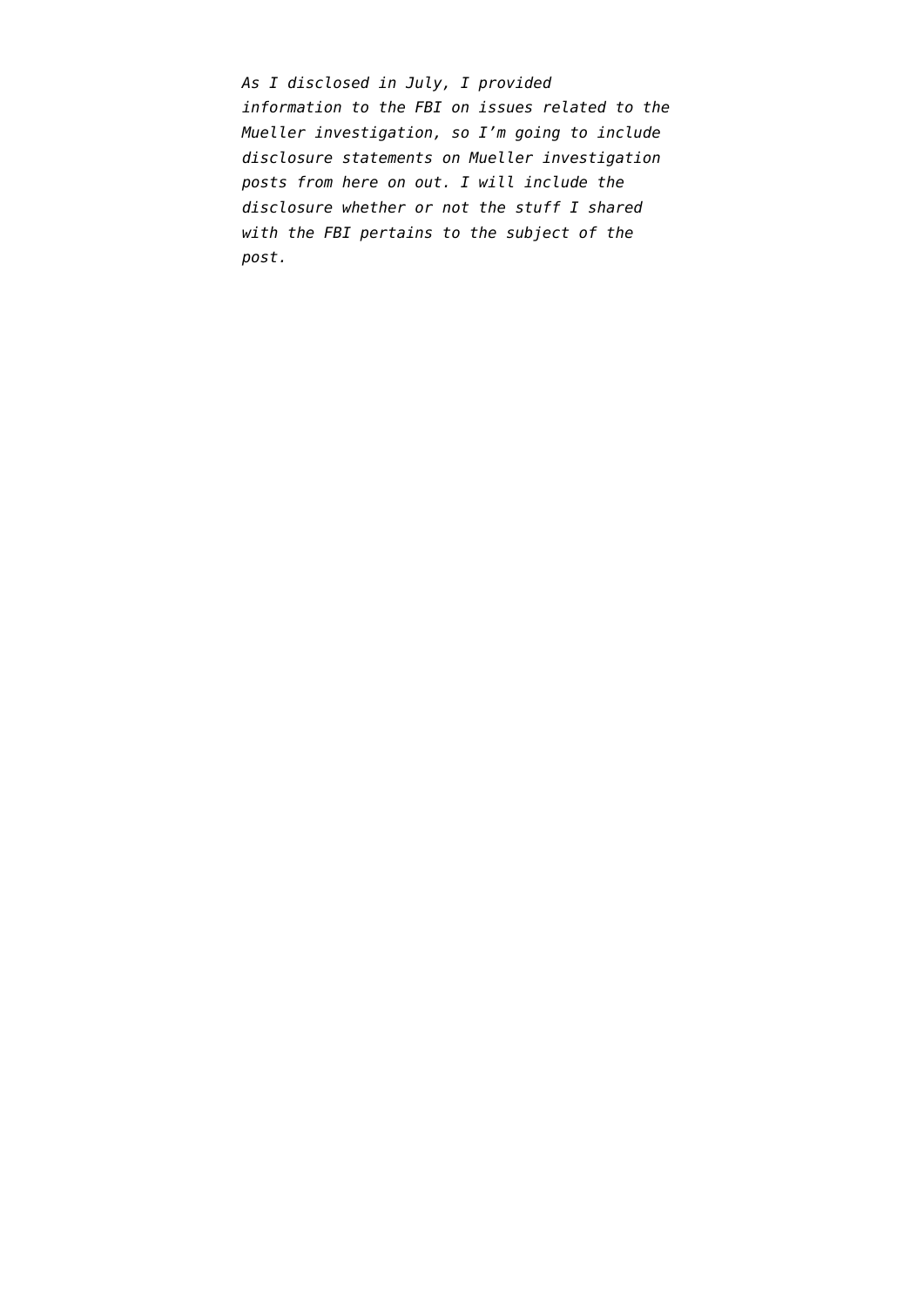*As I disclosed in July, I provided information to the FBI on issues related to the Mueller investigation, so I'm going to include disclosure statements on Mueller investigation posts from here on out. I will include the disclosure whether or not the stuff I shared with the FBI pertains to the subject of the post.*